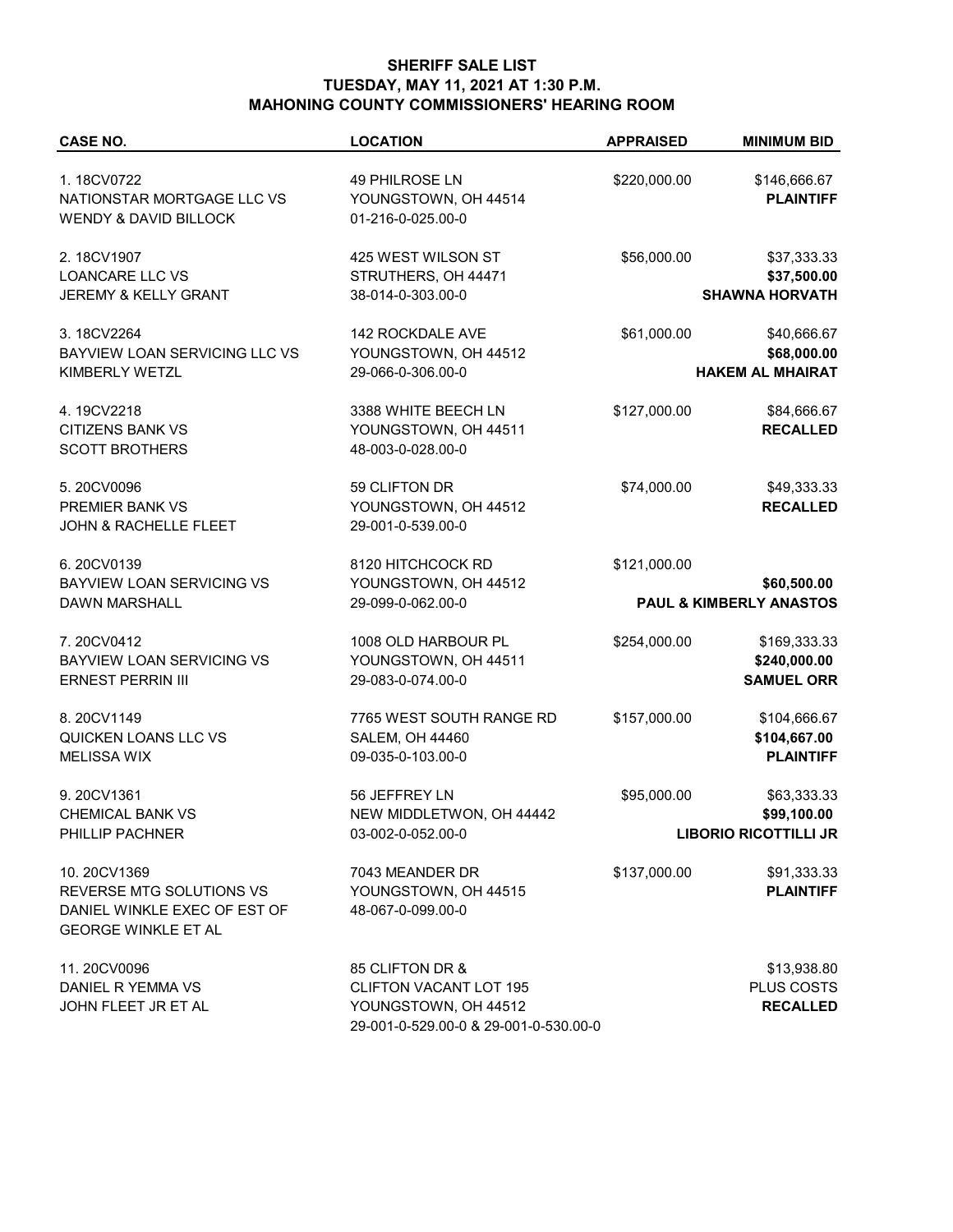**SHERIFF SALE LIST**
**TUESDAY, MAY 11, 2021 AT 1:30 P.M.**
**MAHONING COUNTY COMMISSIONERS' HEARING ROOM**

| CASE NO. | LOCATION | APPRAISED | MINIMUM BID |
|---|---|---|---|
| 1. 18CV0722<br>NATIONSTAR MORTGAGE LLC VS<br>WENDY & DAVID BILLOCK | 49 PHILROSE LN<br>YOUNGSTOWN, OH 44514<br>01-216-0-025.00-0 | \$220,000.00 | \$146,666.67<br>**PLAINTIFF** |
| 2. 18CV1907<br>LOANCARE LLC VS<br>JEREMY & KELLY GRANT | 425 WEST WILSON ST<br>STRUTHERS, OH 44471<br>38-014-0-303.00-0 | \$56,000.00 | \$37,333.33<br>**\$37,500.00**<br>**SHAWNA HORVATH** |
| 3. 18CV2264<br>BAYVIEW LOAN SERVICING LLC VS<br>KIMBERLY WETZL | 142 ROCKDALE AVE<br>YOUNGSTOWN, OH 44512<br>29-066-0-306.00-0 | \$61,000.00 | \$40,666.67<br>**\$68,000.00**<br>**HAKEM AL MHAIRAT** |
| 4. 19CV2218<br>CITIZENS BANK VS<br>SCOTT BROTHERS | 3388 WHITE BEECH LN<br>YOUNGSTOWN, OH 44511<br>48-003-0-028.00-0 | \$127,000.00 | \$84,666.67<br>**RECALLED** |
| 5. 20CV0096<br>PREMIER BANK VS<br>JOHN & RACHELLE FLEET | 59 CLIFTON DR<br>YOUNGSTOWN, OH 44512<br>29-001-0-539.00-0 | \$74,000.00 | \$49,333.33<br>**RECALLED** |
| 6. 20CV0139<br>BAYVIEW LOAN SERVICING VS<br>DAWN MARSHALL | 8120 HITCHCOCK RD<br>YOUNGSTOWN, OH 44512<br>29-099-0-062.00-0 | \$121,000.00 | **\$60,500.00**<br>**PAUL & KIMBERLY ANASTOS** |
| 7. 20CV0412<br>BAYVIEW LOAN SERVICING VS<br>ERNEST PERRIN III | 1008 OLD HARBOUR PL<br>YOUNGSTOWN, OH 44511<br>29-083-0-074.00-0 | \$254,000.00 | \$169,333.33<br>**\$240,000.00**<br>**SAMUEL ORR** |
| 8. 20CV1149<br>QUICKEN LOANS LLC VS<br>MELISSA WIX | 7765 WEST SOUTH RANGE RD<br>SALEM, OH 44460<br>09-035-0-103.00-0 | \$157,000.00 | \$104,666.67<br>**\$104,667.00**<br>**PLAINTIFF** |
| 9. 20CV1361<br>CHEMICAL BANK VS<br>PHILLIP PACHNER | 56 JEFFREY LN<br>NEW MIDDLETWON, OH 44442<br>03-002-0-052.00-0 | \$95,000.00 | \$63,333.33<br>**\$99,100.00**<br>**LIBORIO RICOTTILLI JR** |
| 10. 20CV1369<br>REVERSE MTG SOLUTIONS VS<br>DANIEL WINKLE EXEC OF EST OF<br>GEORGE WINKLE ET AL | 7043 MEANDER DR<br>YOUNGSTOWN, OH 44515<br>48-067-0-099.00-0 | \$137,000.00 | \$91,333.33<br>**PLAINTIFF** |
| 11. 20CV0096<br>DANIEL R YEMMA VS<br>JOHN FLEET JR ET AL | 85 CLIFTON DR &<br>CLIFTON VACANT LOT 195<br>YOUNGSTOWN, OH 44512<br>29-001-0-529.00-0 & 29-001-0-530.00-0 | | \$13,938.80<br>PLUS COSTS<br>**RECALLED** |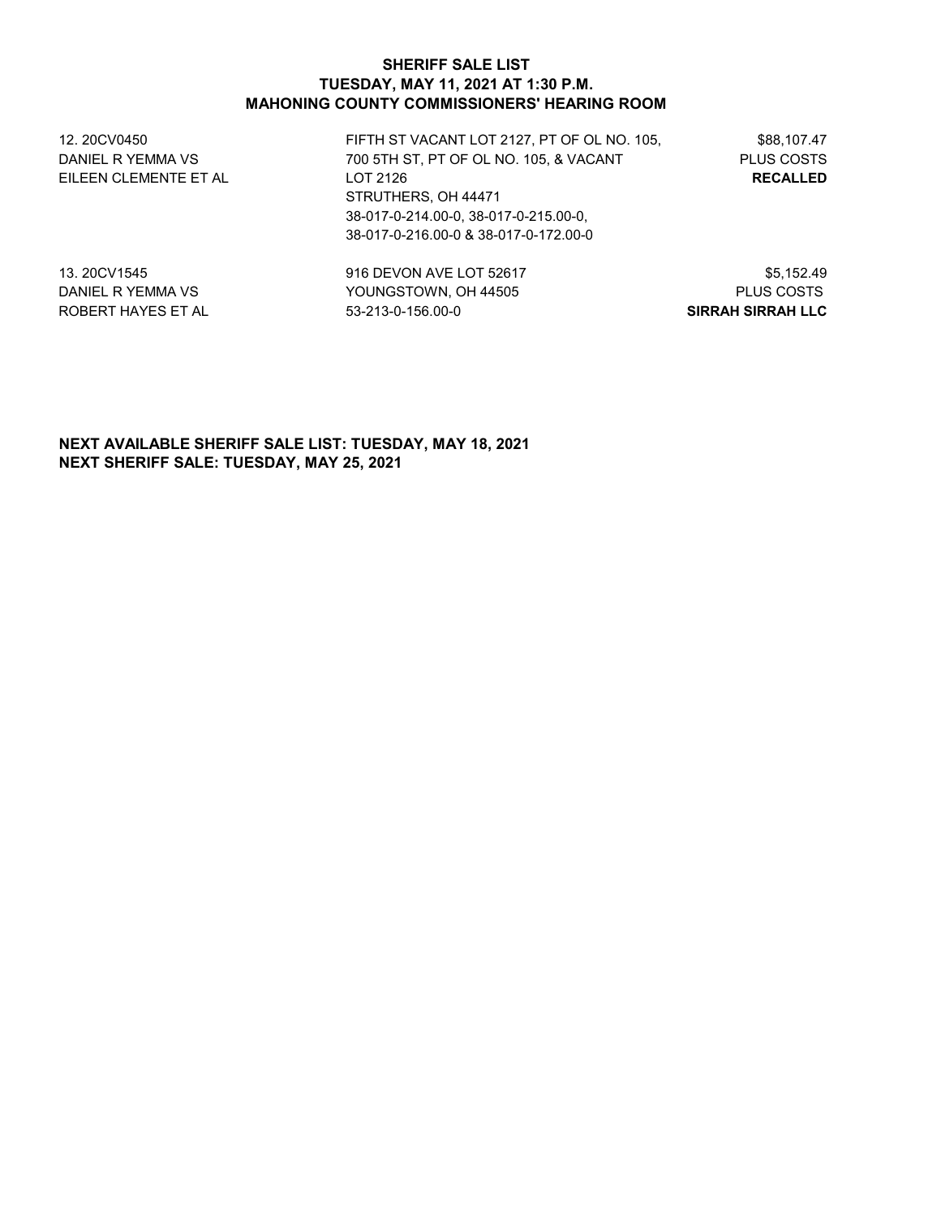**SHERIFF SALE LIST**
**TUESDAY, MAY 11, 2021 AT 1:30 P.M.**
**MAHONING COUNTY COMMISSIONERS' HEARING ROOM**

| | | |
|---|---|---|
| 12. 20CV0450<br>DANIEL R YEMMA VS<br>EILEEN CLEMENTE ET AL | FIFTH ST VACANT LOT 2127, PT OF OL NO. 105,<br>700 5TH ST, PT OF OL NO. 105, & VACANT<br>LOT 2126<br>STRUTHERS, OH 44471<br>38-017-0-214.00-0, 38-017-0-215.00-0,<br>38-017-0-216.00-0 & 38-017-0-172.00-0 | \$88,107.47<br>PLUS COSTS<br>**RECALLED** |
| 13. 20CV1545<br>DANIEL R YEMMA VS<br>ROBERT HAYES ET AL | 916 DEVON AVE LOT 52617<br>YOUNGSTOWN, OH 44505<br>53-213-0-156.00-0 | \$5,152.49<br>PLUS COSTS<br>**SIRRAH SIRRAH LLC** |

**NEXT AVAILABLE SHERIFF SALE LIST: TUESDAY, MAY 18, 2021**
**NEXT SHERIFF SALE: TUESDAY, MAY 25, 2021**